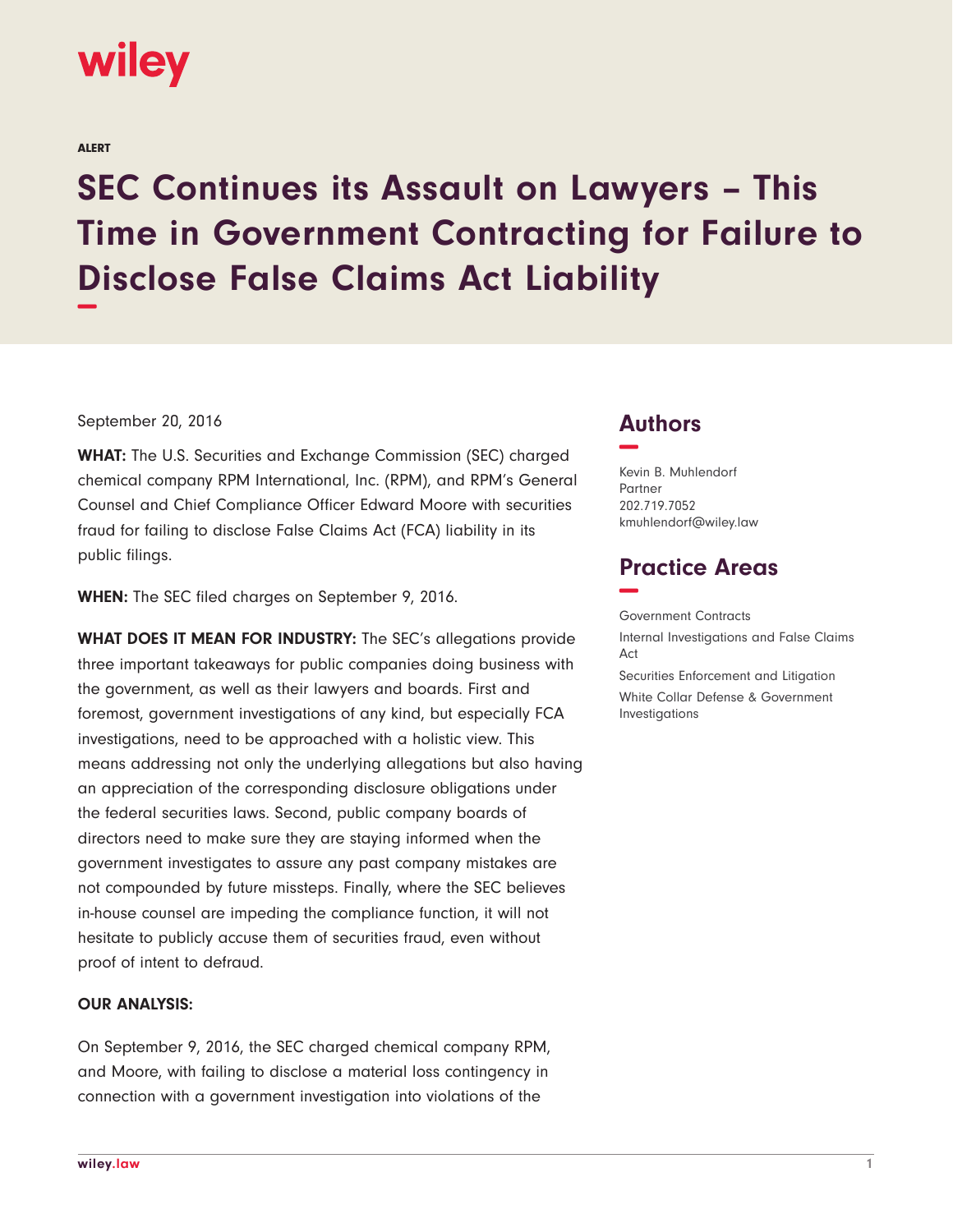wiley

ALERT

# SEC Continues its Assault on Lawyers – This Time in Government Contracting for Failure to Disclose False Claims Act Liability

September 20, 2016

**WHAT:** The U.S. Securities and Exchange Commission (SEC) charged chemical company RPM International, Inc. (RPM), and RPM's General Counsel and Chief Compliance Officer Edward Moore with securities fraud for failing to disclose False Claims Act (FCA) liability in its public filings.

**WHEN:** The SEC filed charges on September 9, 2016.

**WHAT DOES IT MEAN FOR INDUSTRY:** The SEC's allegations provide three important takeaways for public companies doing business with the government, as well as their lawyers and boards. First and foremost, government investigations of any kind, but especially FCA investigations, need to be approached with a holistic view. This means addressing not only the underlying allegations but also having an appreciation of the corresponding disclosure obligations under the federal securities laws. Second, public company boards of directors need to make sure they are staying informed when the government investigates to assure any past company mistakes are not compounded by future missteps. Finally, where the SEC believes in-house counsel are impeding the compliance function, it will not hesitate to publicly accuse them of securities fraud, even without proof of intent to defraud.

**OUR ANALYSIS:**

On September 9, 2016, the SEC charged chemical company RPM, and Moore, with failing to disclose a material loss contingency in connection with a government investigation into violations of the

## Authors

Kevin B. Muhlendorf
Partner
202.719.7052
kmuhlendorf@wiley.law

## Practice Areas

Government Contracts

Internal Investigations and False Claims Act

Securities Enforcement and Litigation

White Collar Defense & Government Investigations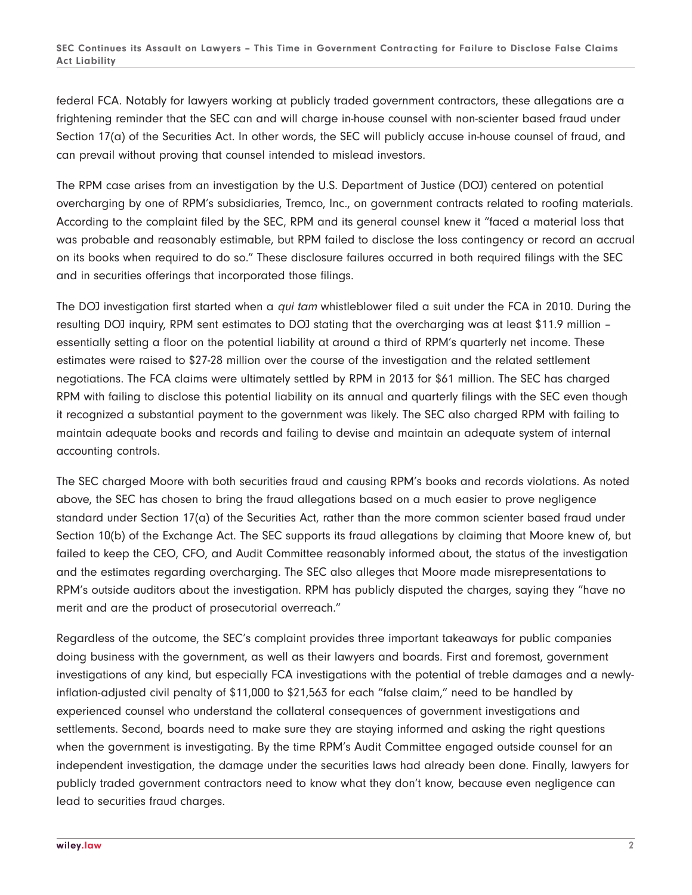federal FCA. Notably for lawyers working at publicly traded government contractors, these allegations are a frightening reminder that the SEC can and will charge in-house counsel with non-scienter based fraud under Section 17(a) of the Securities Act. In other words, the SEC will publicly accuse in-house counsel of fraud, and can prevail without proving that counsel intended to mislead investors.

The RPM case arises from an investigation by the U.S. Department of Justice (DOJ) centered on potential overcharging by one of RPM's subsidiaries, Tremco, Inc., on government contracts related to roofing materials. According to the complaint filed by the SEC, RPM and its general counsel knew it "faced a material loss that was probable and reasonably estimable, but RPM failed to disclose the loss contingency or record an accrual on its books when required to do so." These disclosure failures occurred in both required filings with the SEC and in securities offerings that incorporated those filings.

The DOJ investigation first started when a *qui tam* whistleblower filed a suit under the FCA in 2010. During the resulting DOJ inquiry, RPM sent estimates to DOJ stating that the overcharging was at least $11.9 million – essentially setting a floor on the potential liability at around a third of RPM's quarterly net income. These estimates were raised to $27-28 million over the course of the investigation and the related settlement negotiations. The FCA claims were ultimately settled by RPM in 2013 for $61 million. The SEC has charged RPM with failing to disclose this potential liability on its annual and quarterly filings with the SEC even though it recognized a substantial payment to the government was likely. The SEC also charged RPM with failing to maintain adequate books and records and failing to devise and maintain an adequate system of internal accounting controls.

The SEC charged Moore with both securities fraud and causing RPM's books and records violations. As noted above, the SEC has chosen to bring the fraud allegations based on a much easier to prove negligence standard under Section 17(a) of the Securities Act, rather than the more common scienter based fraud under Section 10(b) of the Exchange Act. The SEC supports its fraud allegations by claiming that Moore knew of, but failed to keep the CEO, CFO, and Audit Committee reasonably informed about, the status of the investigation and the estimates regarding overcharging. The SEC also alleges that Moore made misrepresentations to RPM's outside auditors about the investigation. RPM has publicly disputed the charges, saying they "have no merit and are the product of prosecutorial overreach."

Regardless of the outcome, the SEC's complaint provides three important takeaways for public companies doing business with the government, as well as their lawyers and boards. First and foremost, government investigations of any kind, but especially FCA investigations with the potential of treble damages and a newly-inflation-adjusted civil penalty of $11,000 to $21,563 for each "false claim," need to be handled by experienced counsel who understand the collateral consequences of government investigations and settlements. Second, boards need to make sure they are staying informed and asking the right questions when the government is investigating. By the time RPM's Audit Committee engaged outside counsel for an independent investigation, the damage under the securities laws had already been done. Finally, lawyers for publicly traded government contractors need to know what they don't know, because even negligence can lead to securities fraud charges.